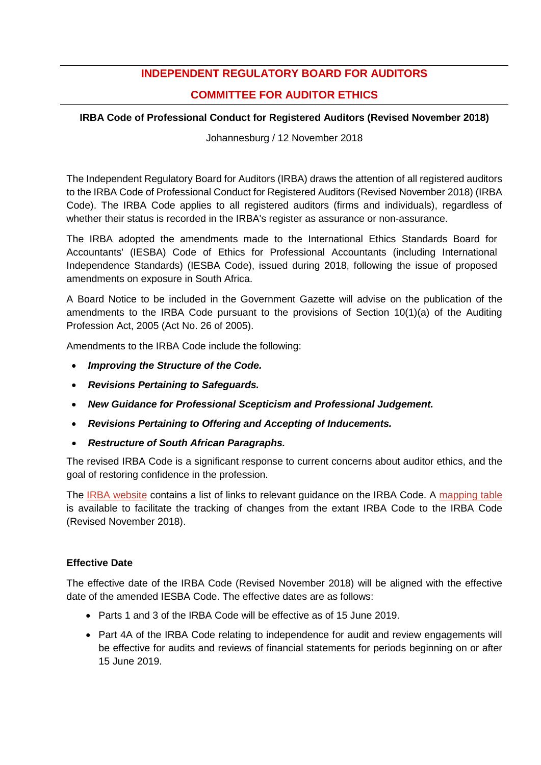# INDEPENDENT REGULATORY BOARD FOR AUDITORS

## COMMITTEE FOR AUDITOR ETHICS

**IRBA Code of Professional Conduct for Registered Auditors (Revised November 2018)**

Johannesburg / 12 November 2018

The Independent Regulatory Board for Auditors (IRBA) draws the attention of all registered auditors to the IRBA Code of Professional Conduct for Registered Auditors (Revised November 2018) (IRBA Code). The IRBA Code applies to all registered auditors (firms and individuals), regardless of whether their status is recorded in the IRBA's register as assurance or non-assurance.

The IRBA adopted the amendments made to the International Ethics Standards Board for Accountants' (IESBA) Code of Ethics for Professional Accountants (including International Independence Standards) (IESBA Code), issued during 2018, following the issue of proposed amendments on exposure in South Africa.

A Board Notice to be included in the Government Gazette will advise on the publication of the amendments to the IRBA Code pursuant to the provisions of Section 10(1)(a) of the Auditing Profession Act, 2005 (Act No. 26 of 2005).

Amendments to the IRBA Code include the following:

- ***Improving the Structure of the Code.***
- ***Revisions Pertaining to Safeguards.***
- ***New Guidance for Professional Scepticism and Professional Judgement.***
- ***Revisions Pertaining to Offering and Accepting of Inducements.***
- ***Restructure of South African Paragraphs.***

The revised IRBA Code is a significant response to current concerns about auditor ethics, and the goal of restoring confidence in the profession.

The IRBA website contains a list of links to relevant guidance on the IRBA Code. A mapping table is available to facilitate the tracking of changes from the extant IRBA Code to the IRBA Code (Revised November 2018).

### Effective Date

The effective date of the IRBA Code (Revised November 2018) will be aligned with the effective date of the amended IESBA Code. The effective dates are as follows:

- Parts 1 and 3 of the IRBA Code will be effective as of 15 June 2019.
- Part 4A of the IRBA Code relating to independence for audit and review engagements will be effective for audits and reviews of financial statements for periods beginning on or after 15 June 2019.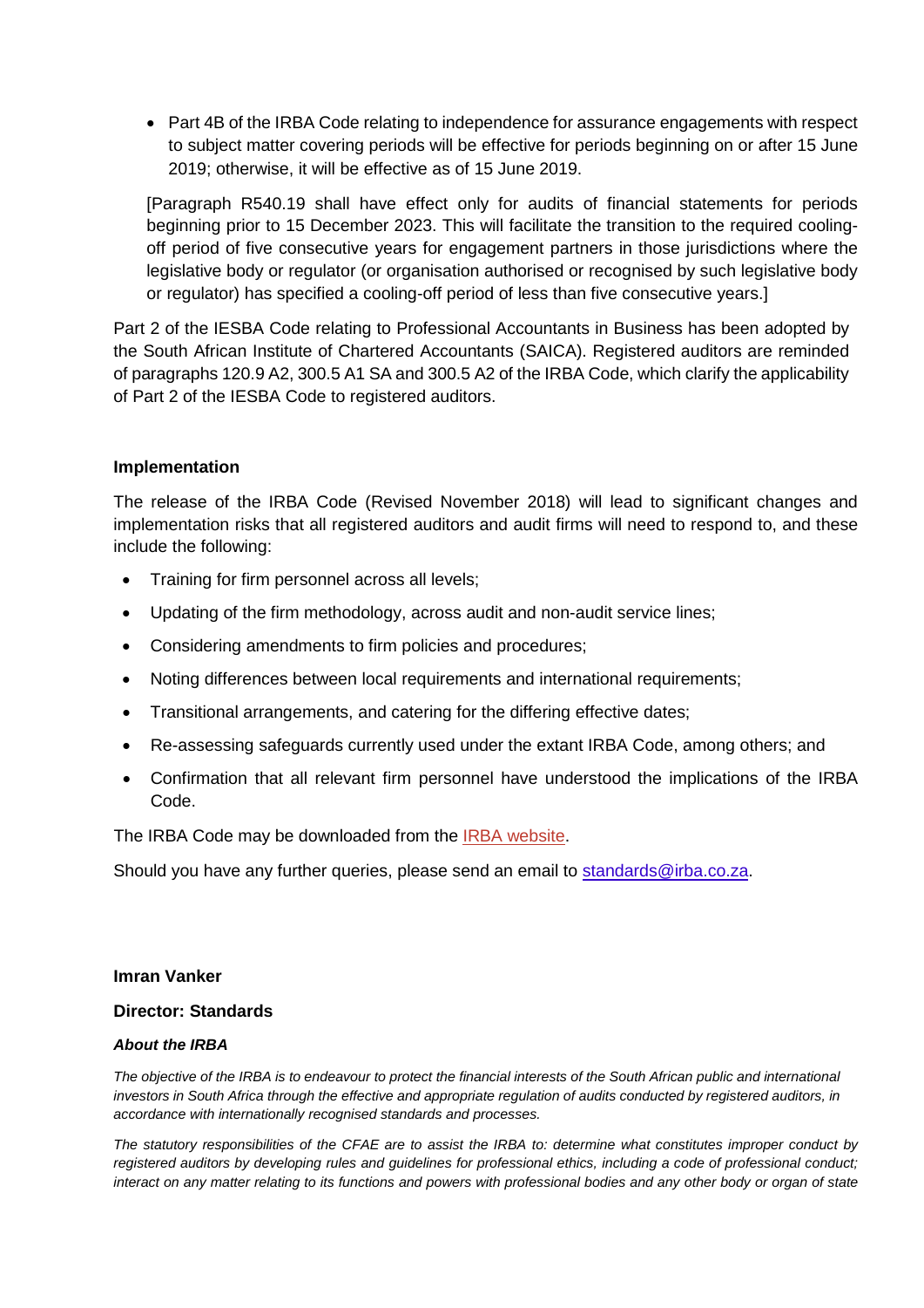- Part 4B of the IRBA Code relating to independence for assurance engagements with respect to subject matter covering periods will be effective for periods beginning on or after 15 June 2019; otherwise, it will be effective as of 15 June 2019.

  [Paragraph R540.19 shall have effect only for audits of financial statements for periods beginning prior to 15 December 2023. This will facilitate the transition to the required cooling-off period of five consecutive years for engagement partners in those jurisdictions where the legislative body or regulator (or organisation authorised or recognised by such legislative body or regulator) has specified a cooling-off period of less than five consecutive years.]

Part 2 of the IESBA Code relating to Professional Accountants in Business has been adopted by the South African Institute of Chartered Accountants (SAICA). Registered auditors are reminded of paragraphs 120.9 A2, 300.5 A1 SA and 300.5 A2 of the IRBA Code, which clarify the applicability of Part 2 of the IESBA Code to registered auditors.

**Implementation**

The release of the IRBA Code (Revised November 2018) will lead to significant changes and implementation risks that all registered auditors and audit firms will need to respond to, and these include the following:

- Training for firm personnel across all levels;
- Updating of the firm methodology, across audit and non-audit service lines;
- Considering amendments to firm policies and procedures;
- Noting differences between local requirements and international requirements;
- Transitional arrangements, and catering for the differing effective dates;
- Re-assessing safeguards currently used under the extant IRBA Code, among others; and
- Confirmation that all relevant firm personnel have understood the implications of the IRBA Code.

The IRBA Code may be downloaded from the IRBA website.

Should you have any further queries, please send an email to standards@irba.co.za.

**Imran Vanker**

**Director: Standards**

***About the IRBA***

*The objective of the IRBA is to endeavour to protect the financial interests of the South African public and international investors in South Africa through the effective and appropriate regulation of audits conducted by registered auditors, in accordance with internationally recognised standards and processes.*

*The statutory responsibilities of the CFAE are to assist the IRBA to: determine what constitutes improper conduct by registered auditors by developing rules and guidelines for professional ethics, including a code of professional conduct; interact on any matter relating to its functions and powers with professional bodies and any other body or organ of state*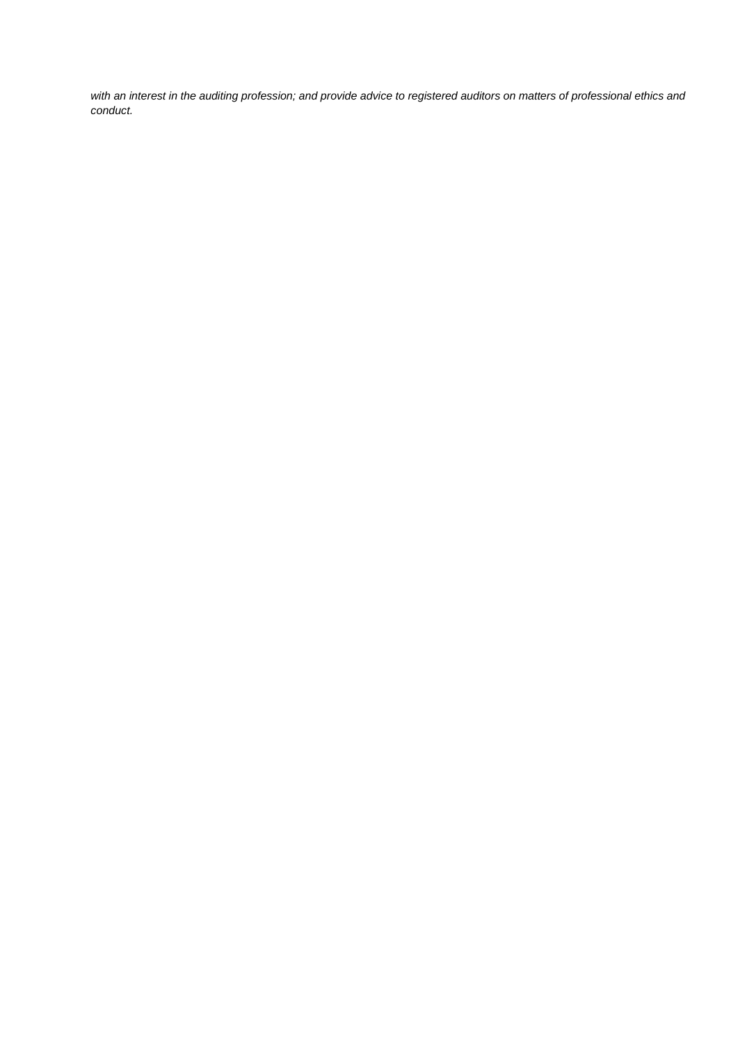*with an interest in the auditing profession; and provide advice to registered auditors on matters of professional ethics and conduct.*